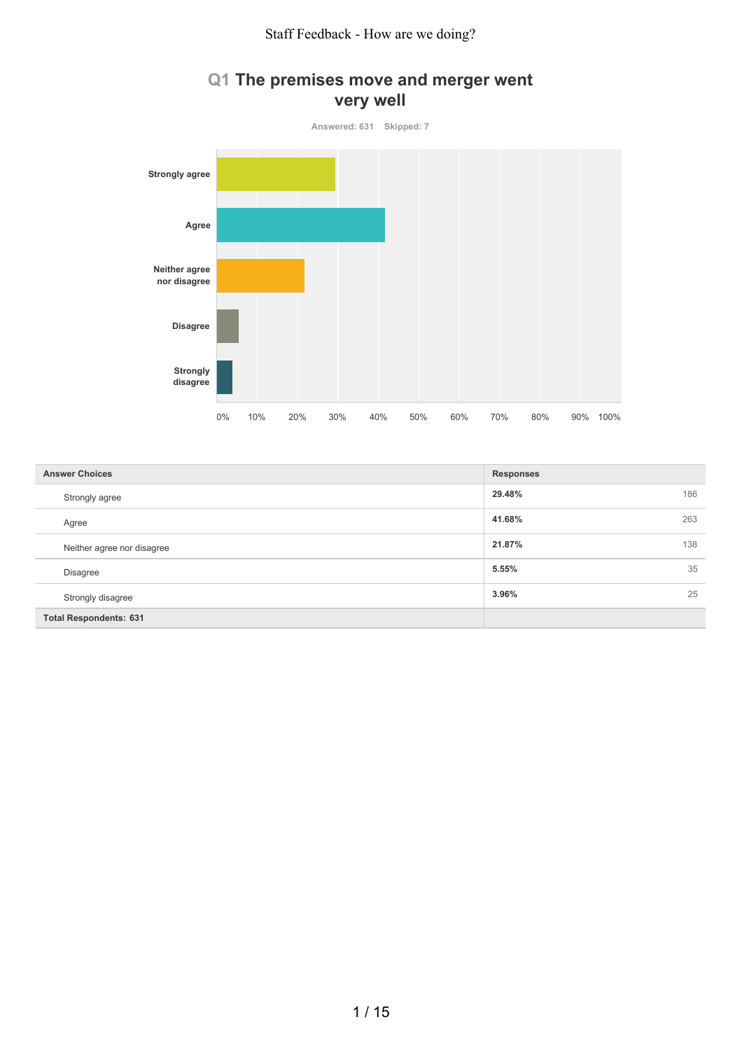## Q1 The premises move and merger went very well

Answered: 631 Skipped: 7

| Answer Choices | Responses | |
|---|---|---|
| Strongly agree | **29.48%** | 186 |
| Agree | **41.68%** | 263 |
| Neither agree nor disagree | **21.87%** | 138 |
| Disagree | **5.55%** | 35 |
| Strongly disagree | **3.96%** | 25 |
| **Total Respondents: 631** | | |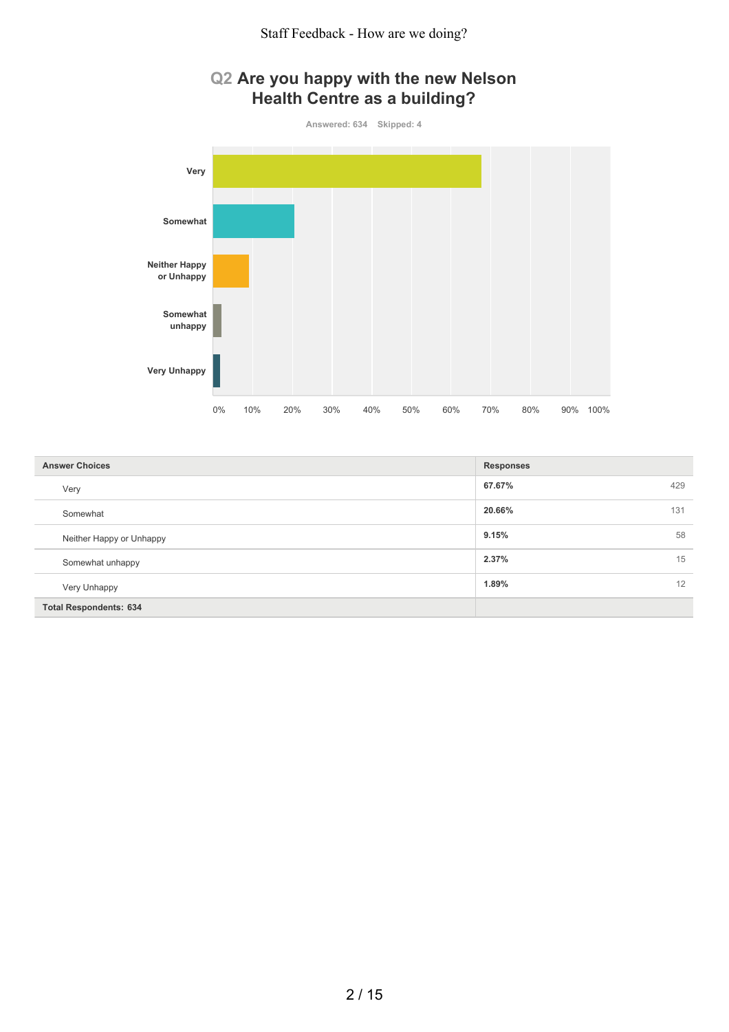## Q2 Are you happy with the new Nelson Health Centre as a building?

Answered: 634 Skipped: 4

| Answer Choices | Responses | |
|---|---|---|
| Very | 67.67% | 429 |
| Somewhat | 20.66% | 131 |
| Neither Happy or Unhappy | 9.15% | 58 |
| Somewhat unhappy | 2.37% | 15 |
| Very Unhappy | 1.89% | 12 |
| **Total Respondents: 634** | | |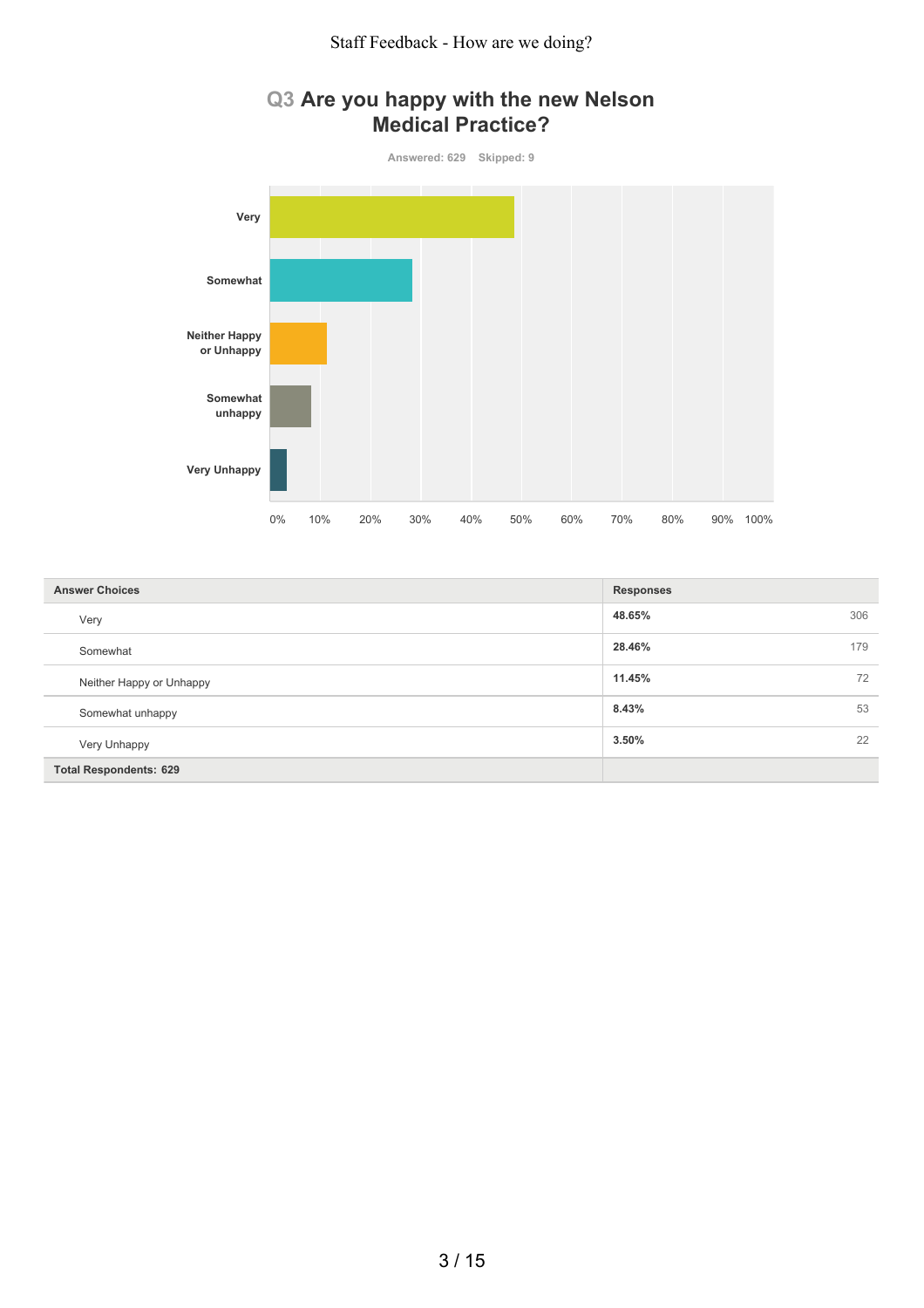## Q3 Are you happy with the new Nelson Medical Practice?

Answered: 629 Skipped: 9

| Answer Choices | Responses | |
|---|---|---|
| Very | 48.65% | 306 |
| Somewhat | 28.46% | 179 |
| Neither Happy or Unhappy | 11.45% | 72 |
| Somewhat unhappy | 8.43% | 53 |
| Very Unhappy | 3.50% | 22 |
| **Total Respondents: 629** | | |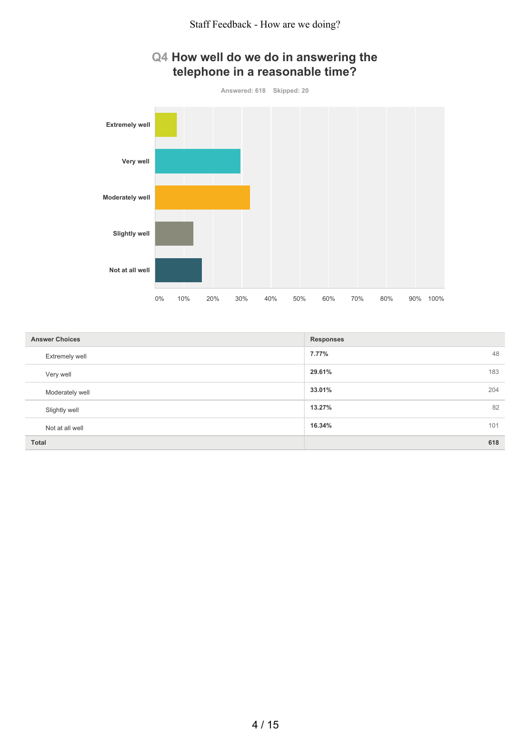## Q4 How well do we do in answering the telephone in a reasonable time?

Answered: 618 Skipped: 20

| Answer Choices | Responses | |
|---|---|---|
| Extremely well | **7.77%** | 48 |
| Very well | **29.61%** | 183 |
| Moderately well | **33.01%** | 204 |
| Slightly well | **13.27%** | 82 |
| Not at all well | **16.34%** | 101 |
| **Total** | | **618** |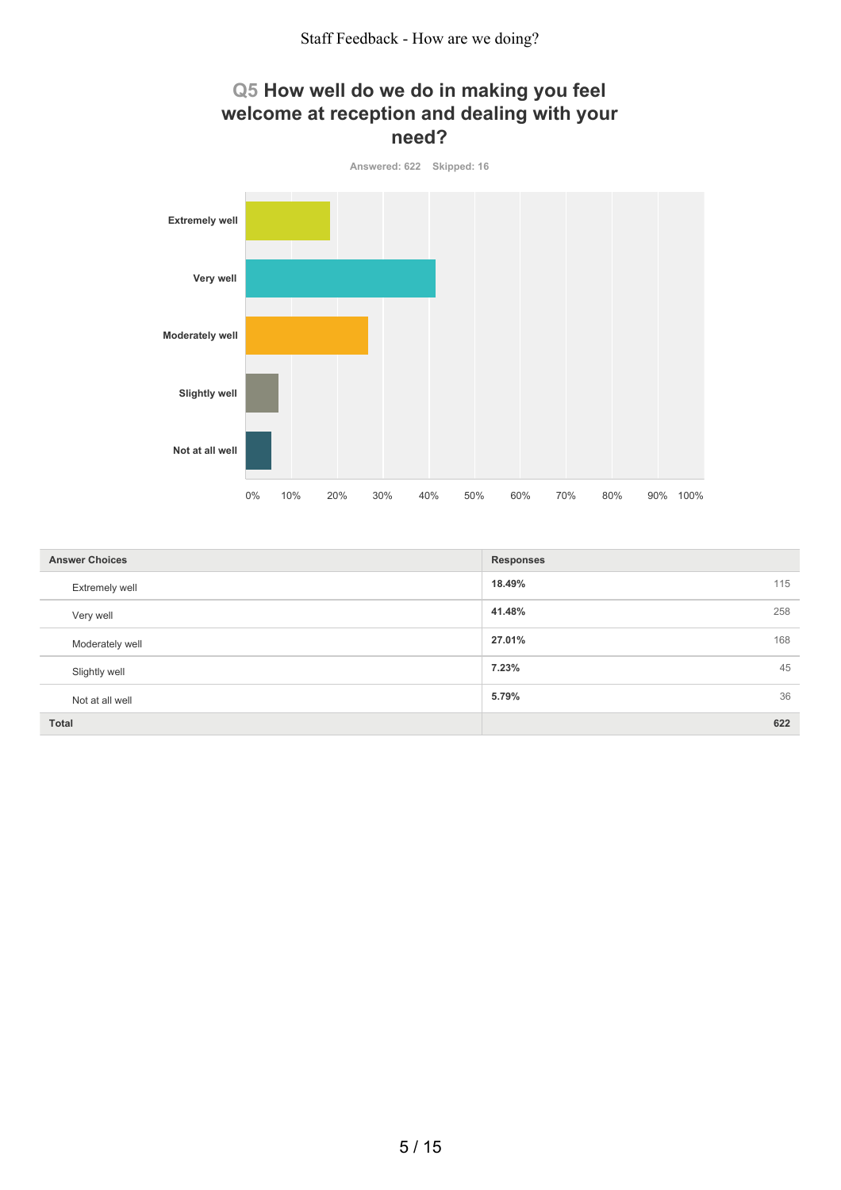## Q5 How well do we do in making you feel welcome at reception and dealing with your need?

Answered: 622 Skipped: 16

| Answer Choices | Responses | |
|---|---|---|
| Extremely well | 18.49% | 115 |
| Very well | 41.48% | 258 |
| Moderately well | 27.01% | 168 |
| Slightly well | 7.23% | 45 |
| Not at all well | 5.79% | 36 |
| **Total** | | **622** |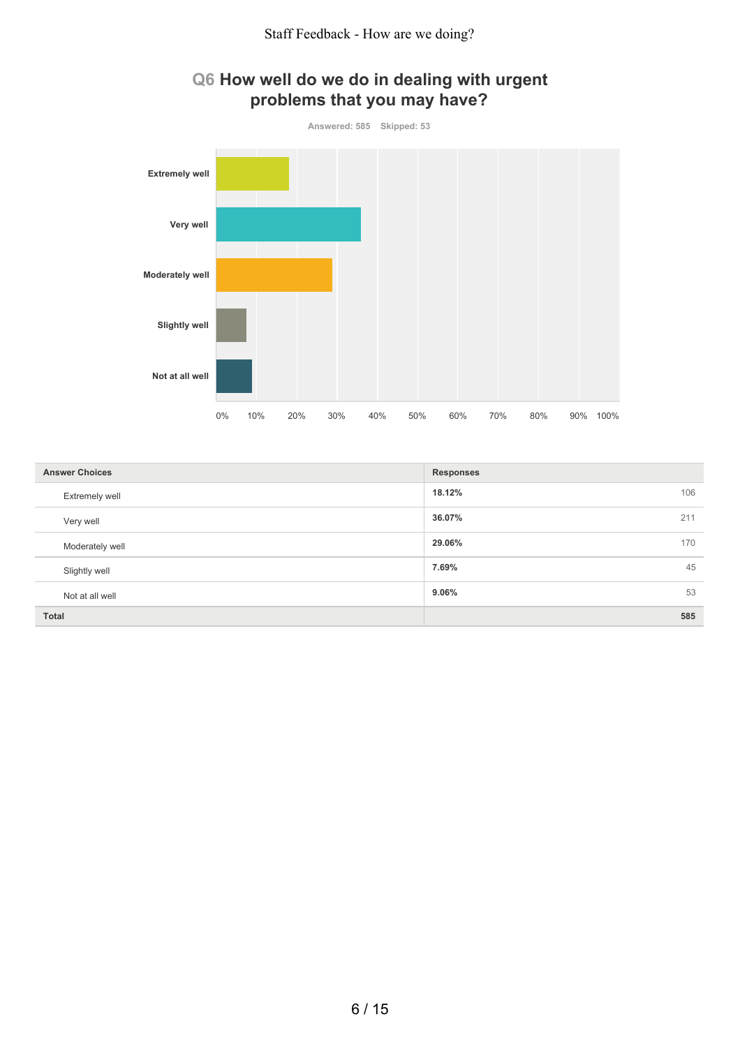## Q6 How well do we do in dealing with urgent problems that you may have?

Answered: 585    Skipped: 53

| Answer Choices | Responses | |
|---|---|---|
| Extremely well | **18.12%** | 106 |
| Very well | **36.07%** | 211 |
| Moderately well | **29.06%** | 170 |
| Slightly well | **7.69%** | 45 |
| Not at all well | **9.06%** | 53 |
| **Total** | | **585** |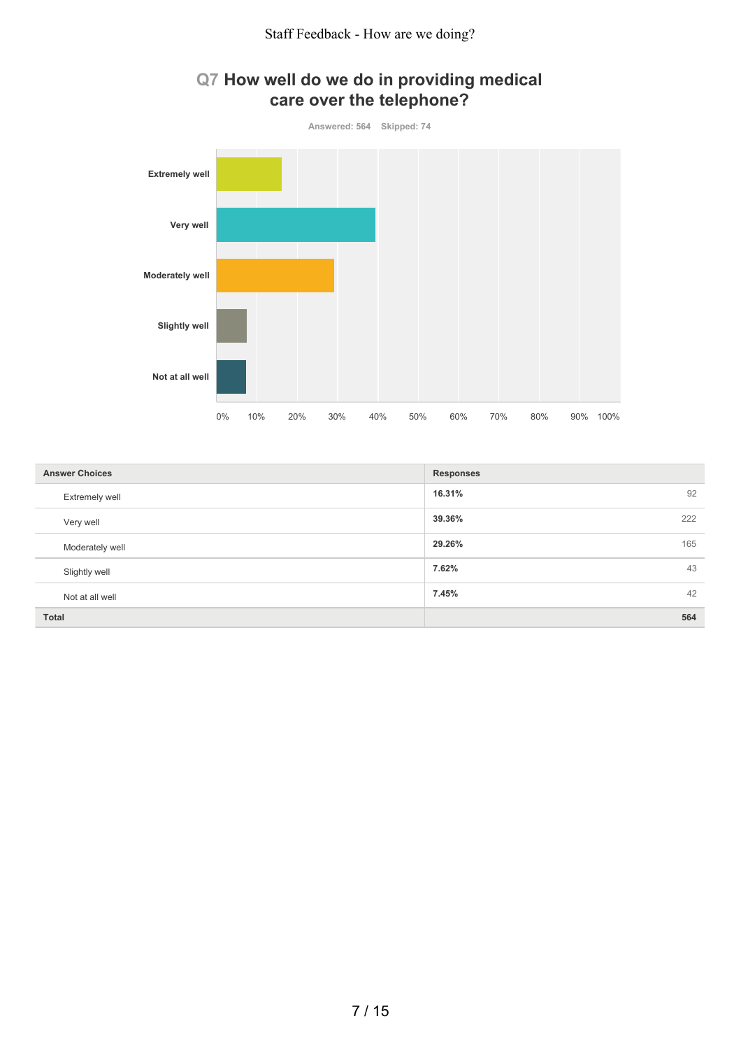## Q7 How well do we do in providing medical care over the telephone?

Answered: 564 Skipped: 74

| Answer Choices | Responses | |
|---|---|---|
| Extremely well | 16.31% | 92 |
| Very well | 39.36% | 222 |
| Moderately well | 29.26% | 165 |
| Slightly well | 7.62% | 43 |
| Not at all well | 7.45% | 42 |
| **Total** | | **564** |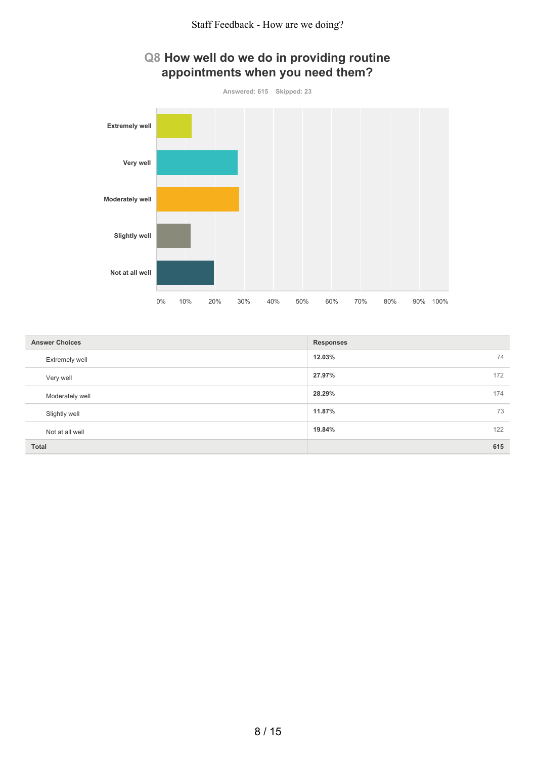## Q8 How well do we do in providing routine appointments when you need them?

Answered: 615 Skipped: 23

| Answer Choices | Responses | |
|---|---|---|
| Extremely well | 12.03% | 74 |
| Very well | 27.97% | 172 |
| Moderately well | 28.29% | 174 |
| Slightly well | 11.87% | 73 |
| Not at all well | 19.84% | 122 |
| **Total** | | **615** |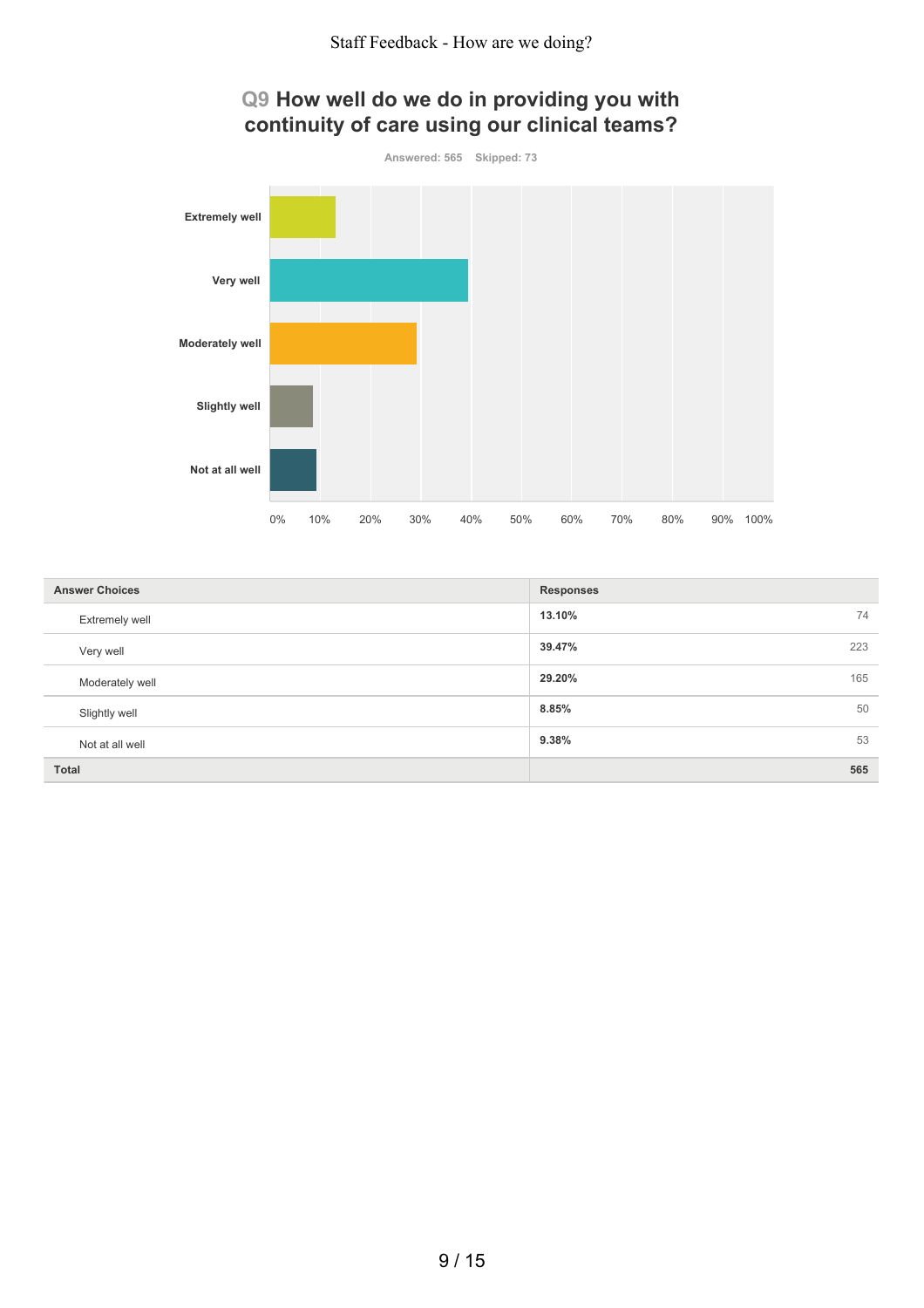## Q9 How well do we do in providing you with continuity of care using our clinical teams?

Answered: 565 Skipped: 73

| Answer Choices | Responses | |
|---|---|---|
| Extremely well | 13.10% | 74 |
| Very well | 39.47% | 223 |
| Moderately well | 29.20% | 165 |
| Slightly well | 8.85% | 50 |
| Not at all well | 9.38% | 53 |
| **Total** | | **565** |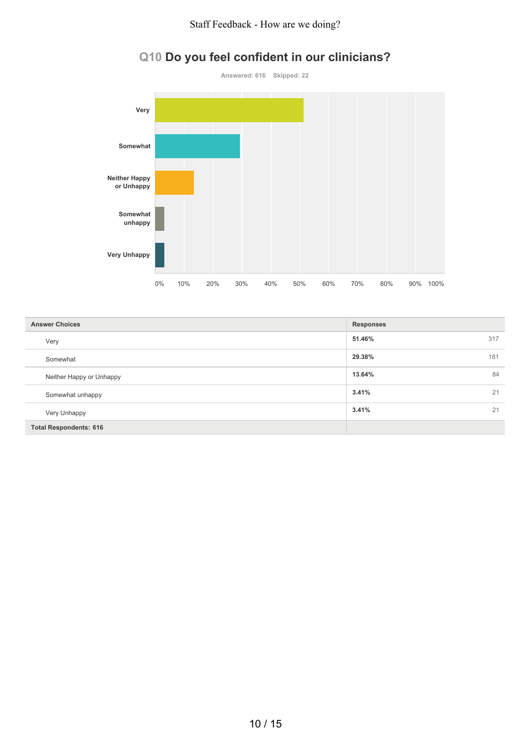# Q10 Do you feel confident in our clinicians?

Answered: 616 Skipped: 22

| Answer Choices | Responses | |
|---|---|---|
| Very | 51.46% | 317 |
| Somewhat | 29.38% | 181 |
| Neither Happy or Unhappy | 13.64% | 84 |
| Somewhat unhappy | 3.41% | 21 |
| Very Unhappy | 3.41% | 21 |
| Total Respondents: 616 | | |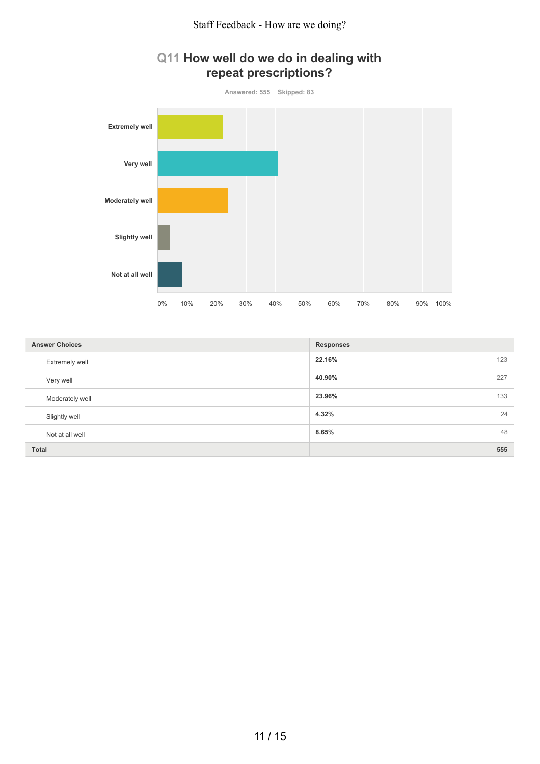## Q11 How well do we do in dealing with repeat prescriptions?

Answered: 555 Skipped: 83

| Answer Choices | Responses | |
|---|---|---|
| Extremely well | 22.16% | 123 |
| Very well | 40.90% | 227 |
| Moderately well | 23.96% | 133 |
| Slightly well | 4.32% | 24 |
| Not at all well | 8.65% | 48 |
| **Total** | | **555** |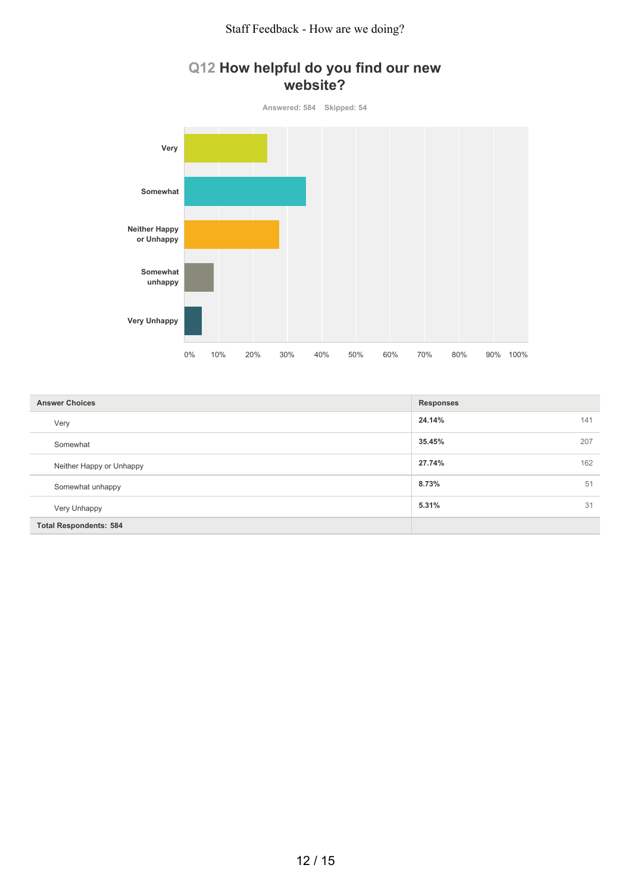Staff Feedback - How are we doing?

## Q12 How helpful do you find our new website?

Answered: 584 Skipped: 54

| Answer Choices | Responses | |
|---|---|---|
| Very | 24.14% | 141 |
| Somewhat | 35.45% | 207 |
| Neither Happy or Unhappy | 27.74% | 162 |
| Somewhat unhappy | 8.73% | 51 |
| Very Unhappy | 5.31% | 31 |
| **Total Respondents: 584** | | |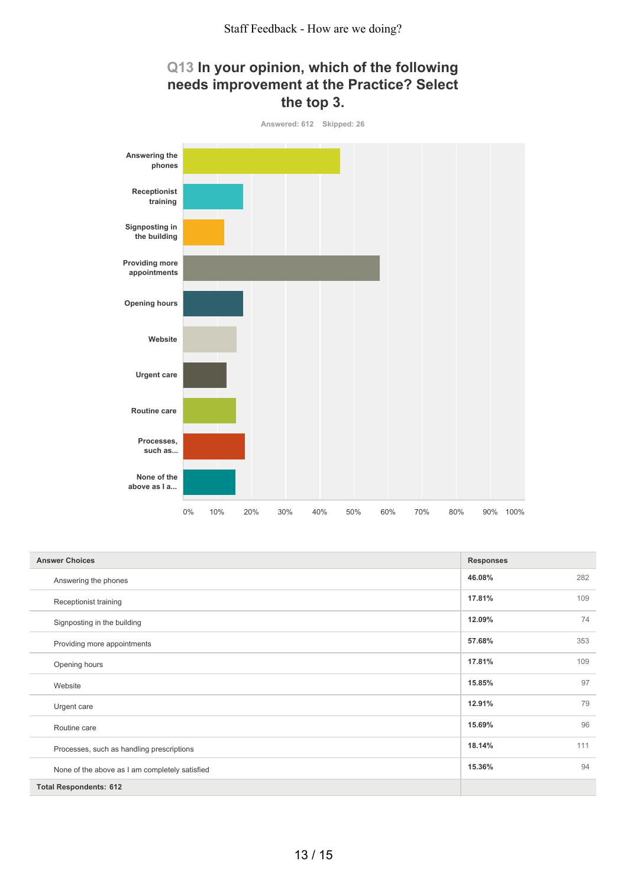Staff Feedback - How are we doing?

## Q13 In your opinion, which of the following needs improvement at the Practice? Select the top 3.

Answered: 612 Skipped: 26

| Answer Choices | Responses | |
|---|---|---|
| Answering the phones | 46.08% | 282 |
| Receptionist training | 17.81% | 109 |
| Signposting in the building | 12.09% | 74 |
| Providing more appointments | 57.68% | 353 |
| Opening hours | 17.81% | 109 |
| Website | 15.85% | 97 |
| Urgent care | 12.91% | 79 |
| Routine care | 15.69% | 96 |
| Processes, such as handling prescriptions | 18.14% | 111 |
| None of the above as I am completely satisfied | 15.36% | 94 |
| **Total Respondents: 612** | | |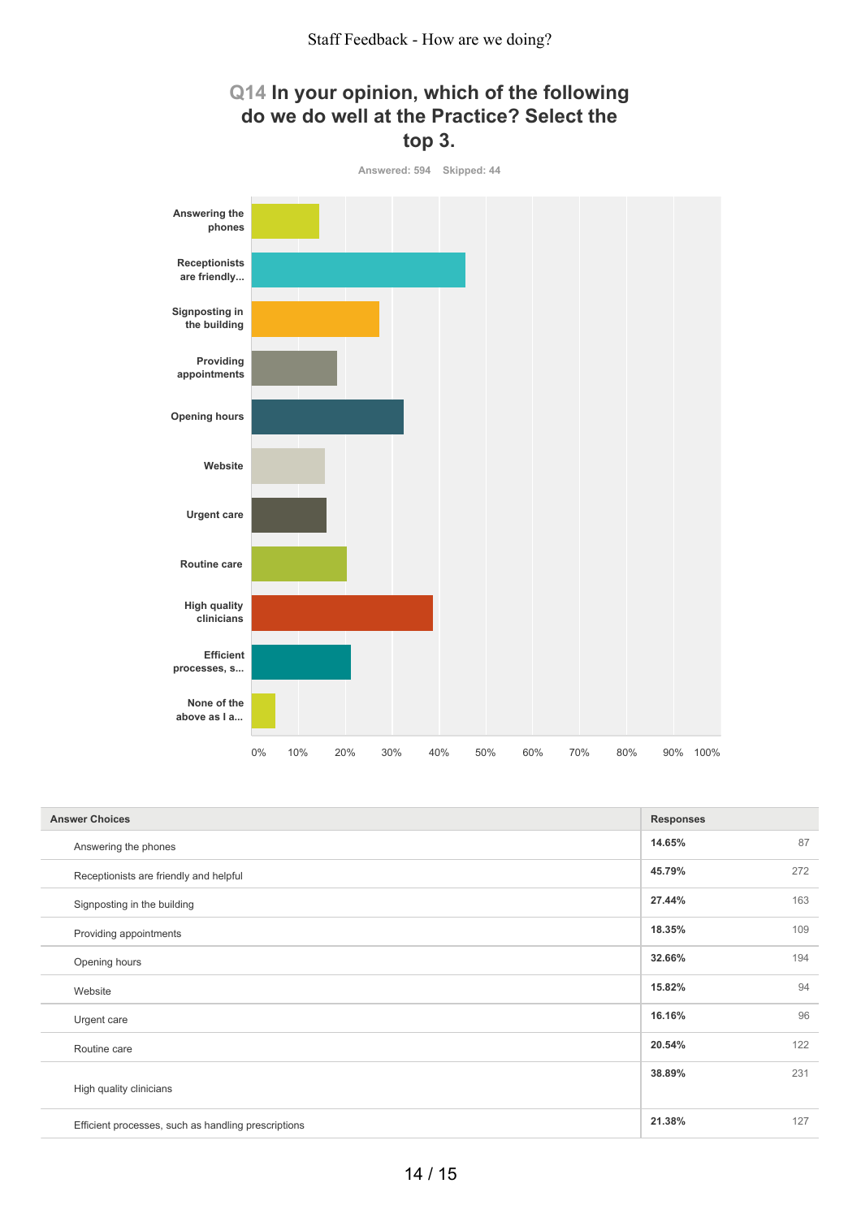Staff Feedback - How are we doing?

## Q14 In your opinion, which of the following do we do well at the Practice? Select the top 3.

Answered: 594 Skipped: 44

| Answer Choices | Responses | |
|---|---|---|
| Answering the phones | 14.65% | 87 |
| Receptionists are friendly and helpful | 45.79% | 272 |
| Signposting in the building | 27.44% | 163 |
| Providing appointments | 18.35% | 109 |
| Opening hours | 32.66% | 194 |
| Website | 15.82% | 94 |
| Urgent care | 16.16% | 96 |
| Routine care | 20.54% | 122 |
| High quality clinicians | 38.89% | 231 |
| Efficient processes, such as handling prescriptions | 21.38% | 127 |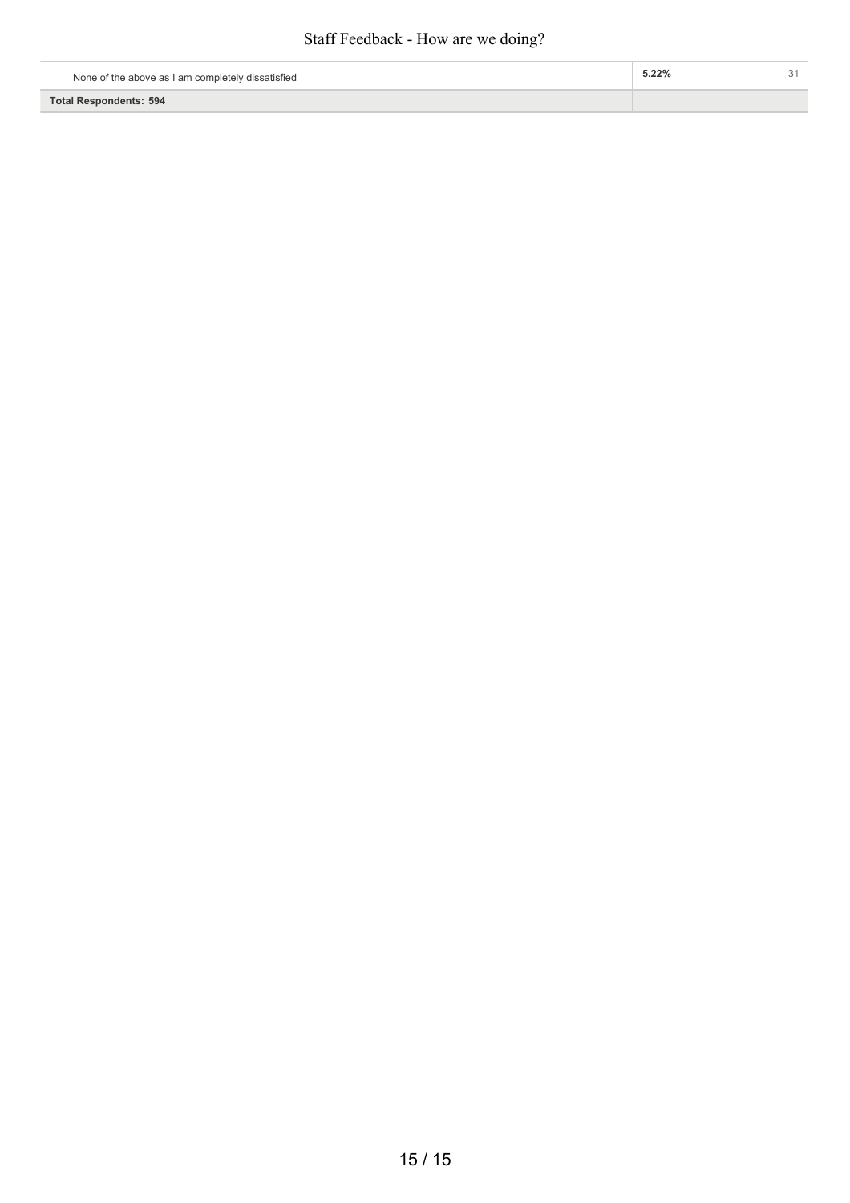| | | |
|---|---|---|
| None of the above as I am completely dissatisfied | **5.22%** | 31 |
| **Total Respondents: 594** | | |